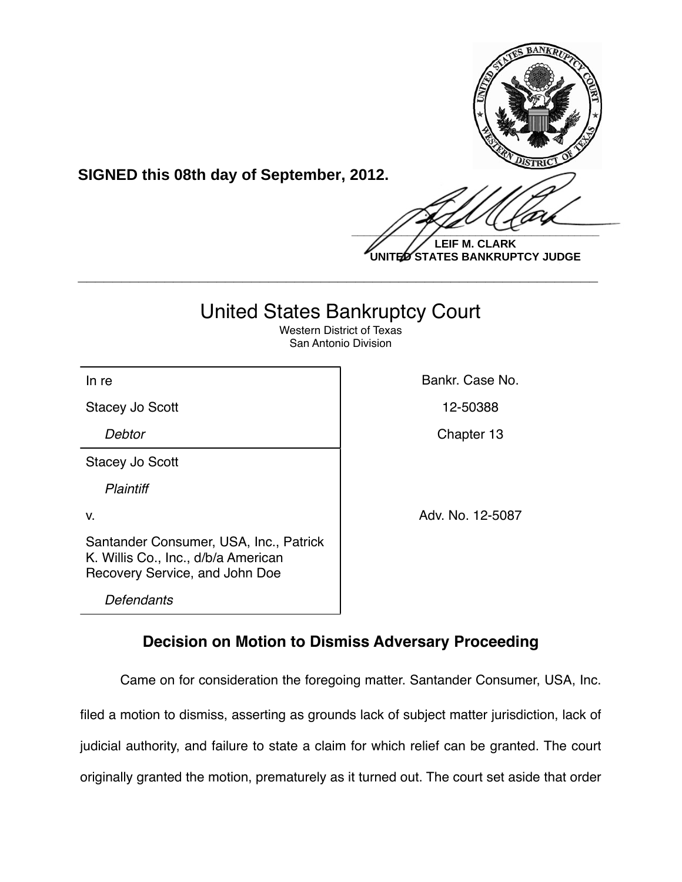**SIGNED this 08th day of September, 2012.**

**LEIF M. CLARK**
**UNITED STATES BANKRUPTCY JUDGE**

---

# United States Bankruptcy Court

Western District of Texas
San Antonio Division

| | |
|---|---|
| In re | Bankr. Case No. |
| Stacey Jo Scott | 12-50388 |
| *Debtor* | Chapter 13 |
| Stacey Jo Scott | |
| *Plaintiff* | |
| v. | Adv. No. 12-5087 |
| Santander Consumer, USA, Inc., Patrick K. Willis Co., Inc., d/b/a American Recovery Service, and John Doe | |
| *Defendants* | |

## Decision on Motion to Dismiss Adversary Proceeding

Came on for consideration the foregoing matter. Santander Consumer, USA, Inc. filed a motion to dismiss, asserting as grounds lack of subject matter jurisdiction, lack of judicial authority, and failure to state a claim for which relief can be granted. The court originally granted the motion, prematurely as it turned out. The court set aside that order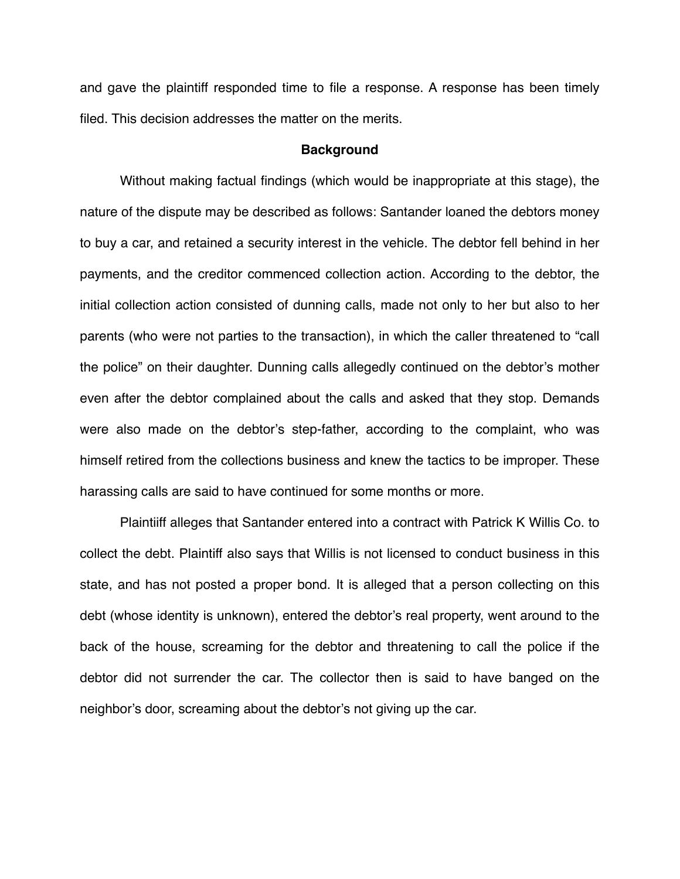and gave the plaintiff responded time to file a response. A response has been timely filed. This decision addresses the matter on the merits.

## Background

Without making factual findings (which would be inappropriate at this stage), the nature of the dispute may be described as follows: Santander loaned the debtors money to buy a car, and retained a security interest in the vehicle. The debtor fell behind in her payments, and the creditor commenced collection action. According to the debtor, the initial collection action consisted of dunning calls, made not only to her but also to her parents (who were not parties to the transaction), in which the caller threatened to "call the police" on their daughter. Dunning calls allegedly continued on the debtor's mother even after the debtor complained about the calls and asked that they stop. Demands were also made on the debtor's step-father, according to the complaint, who was himself retired from the collections business and knew the tactics to be improper. These harassing calls are said to have continued for some months or more.

Plaintiiff alleges that Santander entered into a contract with Patrick K Willis Co. to collect the debt. Plaintiff also says that Willis is not licensed to conduct business in this state, and has not posted a proper bond. It is alleged that a person collecting on this debt (whose identity is unknown), entered the debtor's real property, went around to the back of the house, screaming for the debtor and threatening to call the police if the debtor did not surrender the car. The collector then is said to have banged on the neighbor's door, screaming about the debtor's not giving up the car.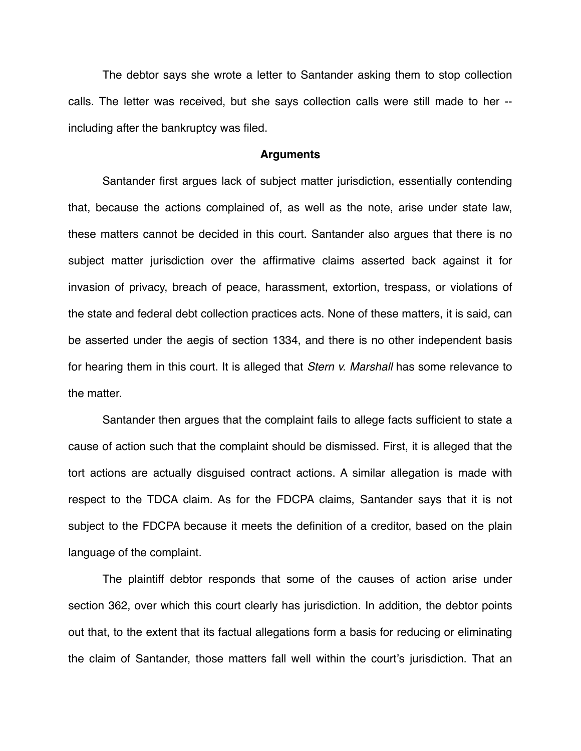The debtor says she wrote a letter to Santander asking them to stop collection calls. The letter was received, but she says collection calls were still made to her -- including after the bankruptcy was filed.

## Arguments

Santander first argues lack of subject matter jurisdiction, essentially contending that, because the actions complained of, as well as the note, arise under state law, these matters cannot be decided in this court. Santander also argues that there is no subject matter jurisdiction over the affirmative claims asserted back against it for invasion of privacy, breach of peace, harassment, extortion, trespass, or violations of the state and federal debt collection practices acts. None of these matters, it is said, can be asserted under the aegis of section 1334, and there is no other independent basis for hearing them in this court. It is alleged that *Stern v. Marshall* has some relevance to the matter.

Santander then argues that the complaint fails to allege facts sufficient to state a cause of action such that the complaint should be dismissed. First, it is alleged that the tort actions are actually disguised contract actions. A similar allegation is made with respect to the TDCA claim. As for the FDCPA claims, Santander says that it is not subject to the FDCPA because it meets the definition of a creditor, based on the plain language of the complaint.

The plaintiff debtor responds that some of the causes of action arise under section 362, over which this court clearly has jurisdiction. In addition, the debtor points out that, to the extent that its factual allegations form a basis for reducing or eliminating the claim of Santander, those matters fall well within the court's jurisdiction. That an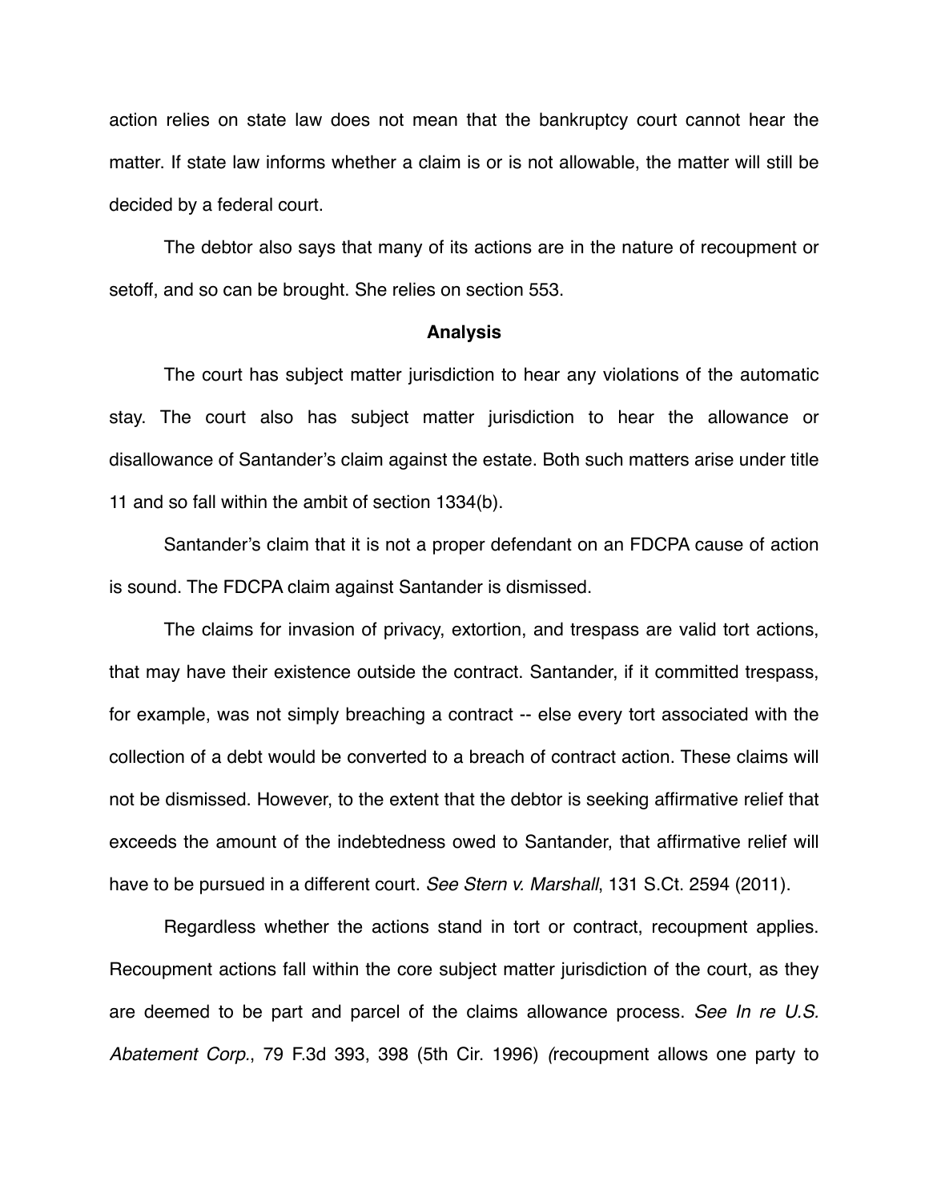action relies on state law does not mean that the bankruptcy court cannot hear the matter. If state law informs whether a claim is or is not allowable, the matter will still be decided by a federal court.

The debtor also says that many of its actions are in the nature of recoupment or setoff, and so can be brought. She relies on section 553.

**Analysis**

The court has subject matter jurisdiction to hear any violations of the automatic stay. The court also has subject matter jurisdiction to hear the allowance or disallowance of Santander's claim against the estate. Both such matters arise under title 11 and so fall within the ambit of section 1334(b).

Santander's claim that it is not a proper defendant on an FDCPA cause of action is sound. The FDCPA claim against Santander is dismissed.

The claims for invasion of privacy, extortion, and trespass are valid tort actions, that may have their existence outside the contract. Santander, if it committed trespass, for example, was not simply breaching a contract -- else every tort associated with the collection of a debt would be converted to a breach of contract action. These claims will not be dismissed. However, to the extent that the debtor is seeking affirmative relief that exceeds the amount of the indebtedness owed to Santander, that affirmative relief will have to be pursued in a different court. *See Stern v. Marshall*, 131 S.Ct. 2594 (2011).

Regardless whether the actions stand in tort or contract, recoupment applies. Recoupment actions fall within the core subject matter jurisdiction of the court, as they are deemed to be part and parcel of the claims allowance process. *See In re U.S. Abatement Corp.*, 79 F.3d 393, 398 (5th Cir. 1996) *(*recoupment allows one party to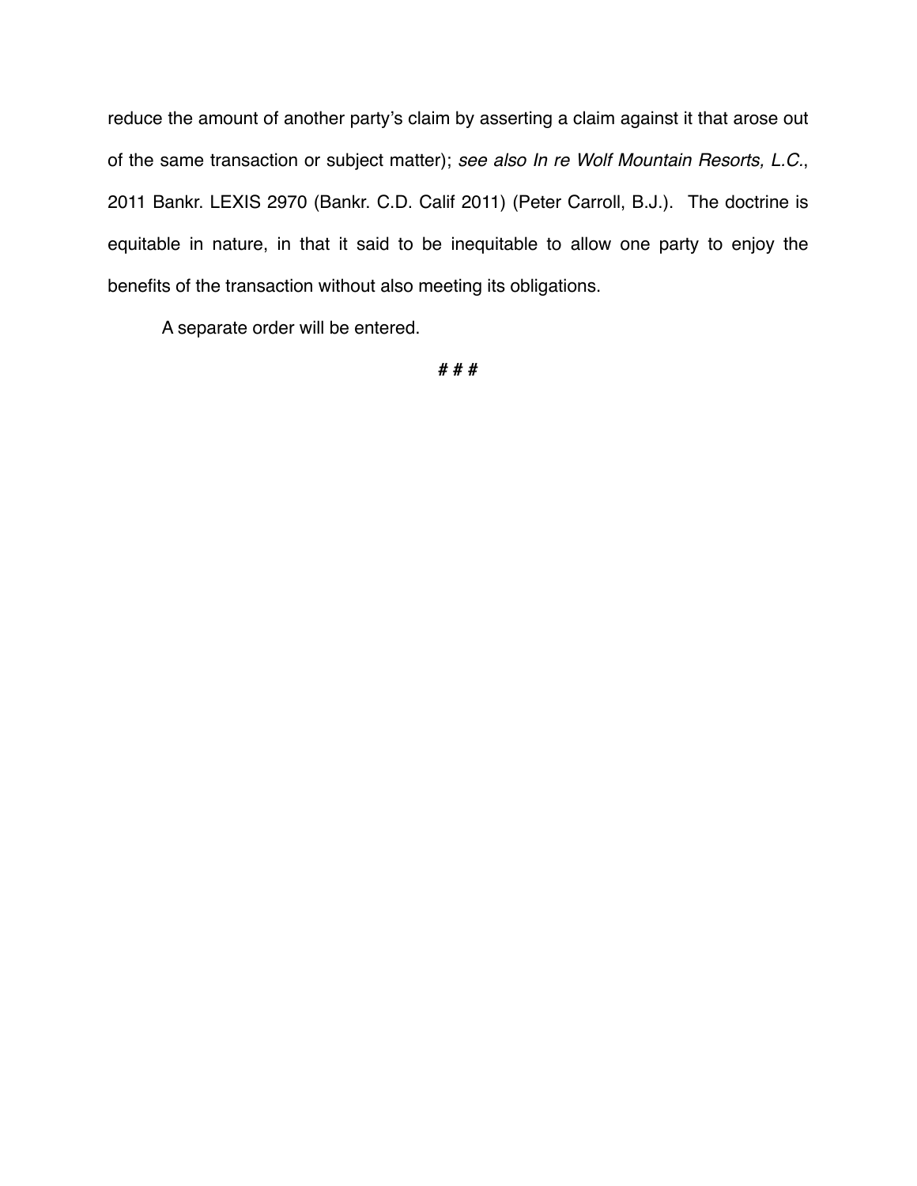reduce the amount of another party's claim by asserting a claim against it that arose out of the same transaction or subject matter); *see also In re Wolf Mountain Resorts, L.C.*, 2011 Bankr. LEXIS 2970 (Bankr. C.D. Calif 2011) (Peter Carroll, B.J.). The doctrine is equitable in nature, in that it said to be inequitable to allow one party to enjoy the benefits of the transaction without also meeting its obligations.

A separate order will be entered.

***# # #***